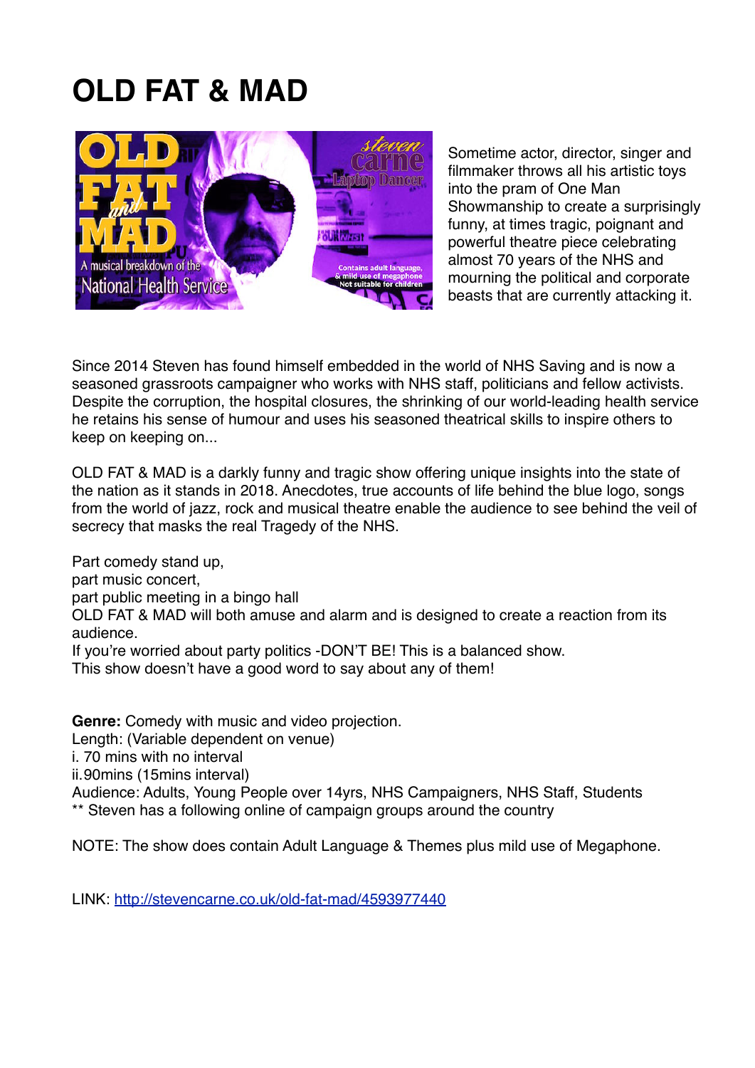# OLD FAT & MAD

Sometime actor, director, singer and filmmaker throws all his artistic toys into the pram of One Man Showmanship to create a surprisingly funny, at times tragic, poignant and powerful theatre piece celebrating almost 70 years of the NHS and mourning the political and corporate beasts that are currently attacking it.

Since 2014 Steven has found himself embedded in the world of NHS Saving and is now a seasoned grassroots campaigner who works with NHS staff, politicians and fellow activists. Despite the corruption, the hospital closures, the shrinking of our world-leading health service he retains his sense of humour and uses his seasoned theatrical skills to inspire others to keep on keeping on...

OLD FAT & MAD is a darkly funny and tragic show offering unique insights into the state of the nation as it stands in 2018. Anecdotes, true accounts of life behind the blue logo, songs from the world of jazz, rock and musical theatre enable the audience to see behind the veil of secrecy that masks the real Tragedy of the NHS.

Part comedy stand up,
part music concert,
part public meeting in a bingo hall
OLD FAT & MAD will both amuse and alarm and is designed to create a reaction from its audience.
If you're worried about party politics -DON'T BE! This is a balanced show.
This show doesn't have a good word to say about any of them!

**Genre:** Comedy with music and video projection.
Length: (Variable dependent on venue)
i. 70 mins with no interval
ii.90mins (15mins interval)
Audience: Adults, Young People over 14yrs, NHS Campaigners, NHS Staff, Students
** Steven has a following online of campaign groups around the country

NOTE: The show does contain Adult Language & Themes plus mild use of Megaphone.

LINK: [http://stevencarne.co.uk/old-fat-mad/4593977440](http://stevencarne.co.uk/old-fat-mad/4593977440)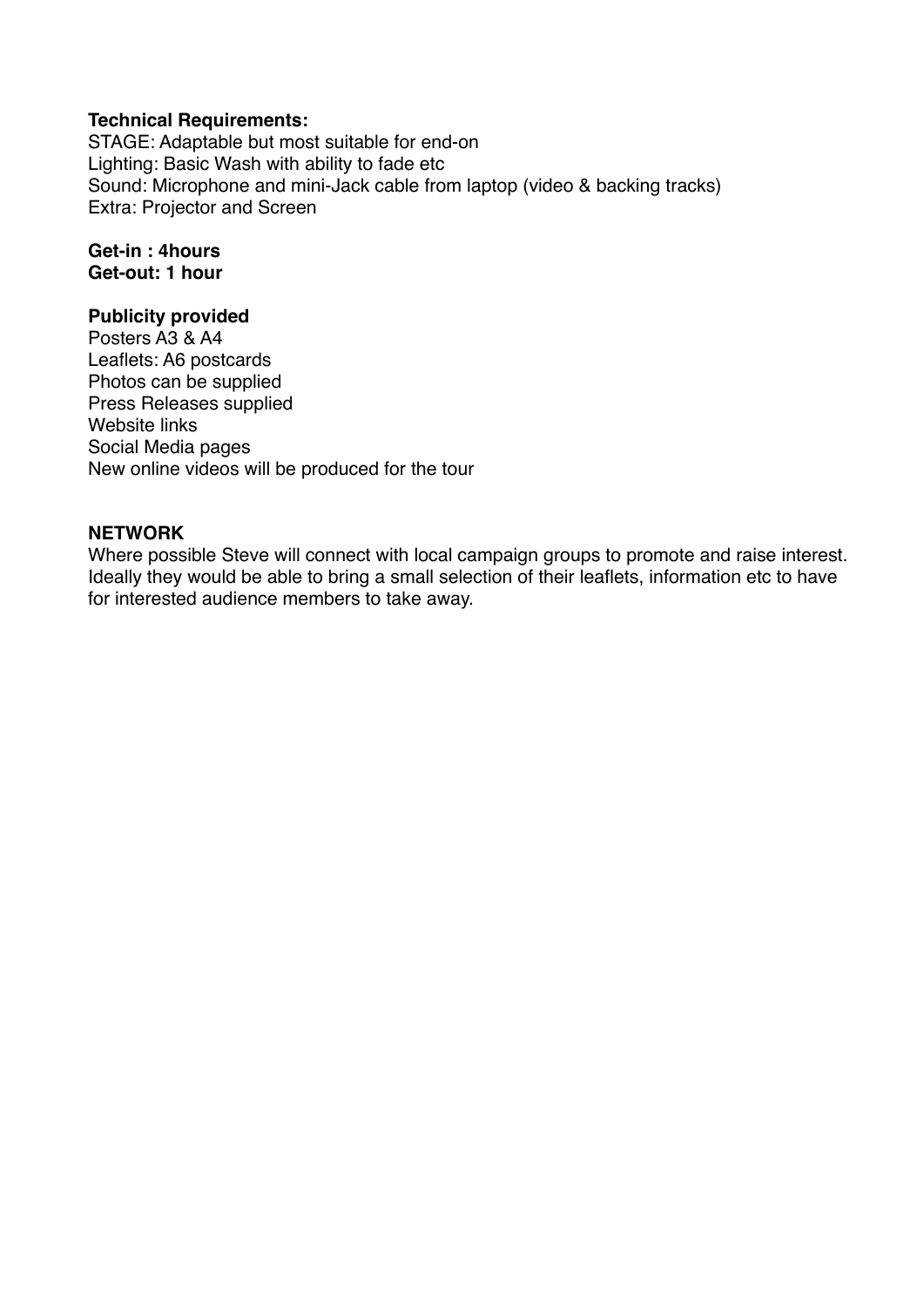**Technical Requirements:**
STAGE: Adaptable but most suitable for end-on
Lighting: Basic Wash with ability to fade etc
Sound: Microphone and mini-Jack cable from laptop (video & backing tracks)
Extra: Projector and Screen

**Get-in : 4hours**
**Get-out: 1 hour**

**Publicity provided**
Posters A3 & A4
Leaflets: A6 postcards
Photos can be supplied
Press Releases supplied
Website links
Social Media pages
New online videos will be produced for the tour

**NETWORK**
Where possible Steve will connect with local campaign groups to promote and raise interest. Ideally they would be able to bring a small selection of their leaflets, information etc to have for interested audience members to take away.